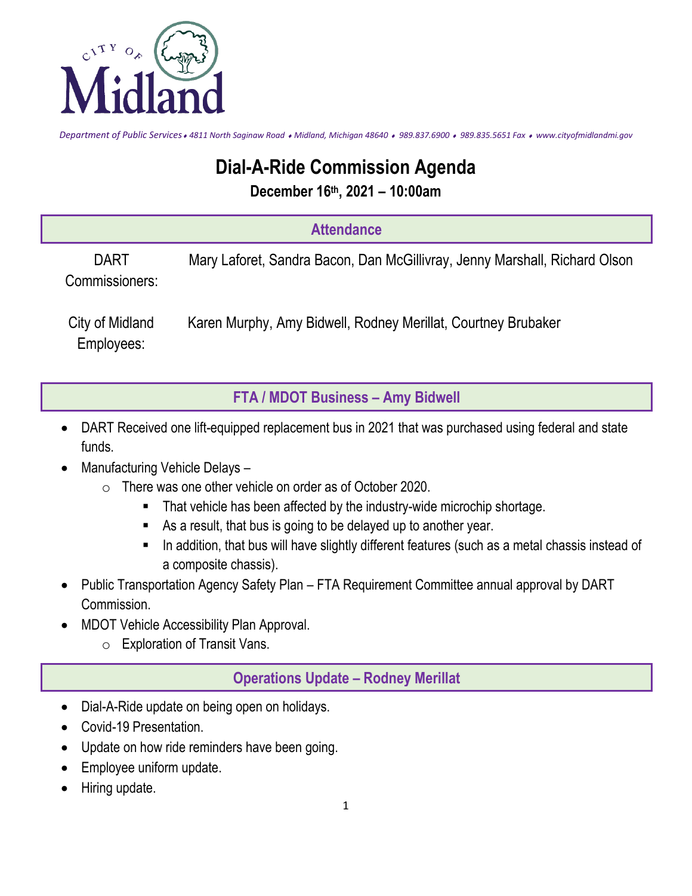*Department of Public Services • 4811 North Saginaw Road • Midland, Michigan 48640 • 989.837.6900 • 989.835.5651 Fax • www.cityofmidlandmi.gov*

# Dial-A-Ride Commission Agenda

**December 16th, 2021 – 10:00am**

## Attendance

| | |
|---|---|
| DART Commissioners: | Mary Laforet, Sandra Bacon, Dan McGillivray, Jenny Marshall, Richard Olson |
| City of Midland Employees: | Karen Murphy, Amy Bidwell, Rodney Merillat, Courtney Brubaker |

## FTA / MDOT Business – Amy Bidwell

- DART Received one lift-equipped replacement bus in 2021 that was purchased using federal and state funds.
- Manufacturing Vehicle Delays –
  - There was one other vehicle on order as of October 2020.
    - That vehicle has been affected by the industry-wide microchip shortage.
    - As a result, that bus is going to be delayed up to another year.
    - In addition, that bus will have slightly different features (such as a metal chassis instead of a composite chassis).
- Public Transportation Agency Safety Plan – FTA Requirement Committee annual approval by DART Commission.
- MDOT Vehicle Accessibility Plan Approval.
  - Exploration of Transit Vans.

## Operations Update – Rodney Merillat

- Dial-A-Ride update on being open on holidays.
- Covid-19 Presentation.
- Update on how ride reminders have been going.
- Employee uniform update.
- Hiring update.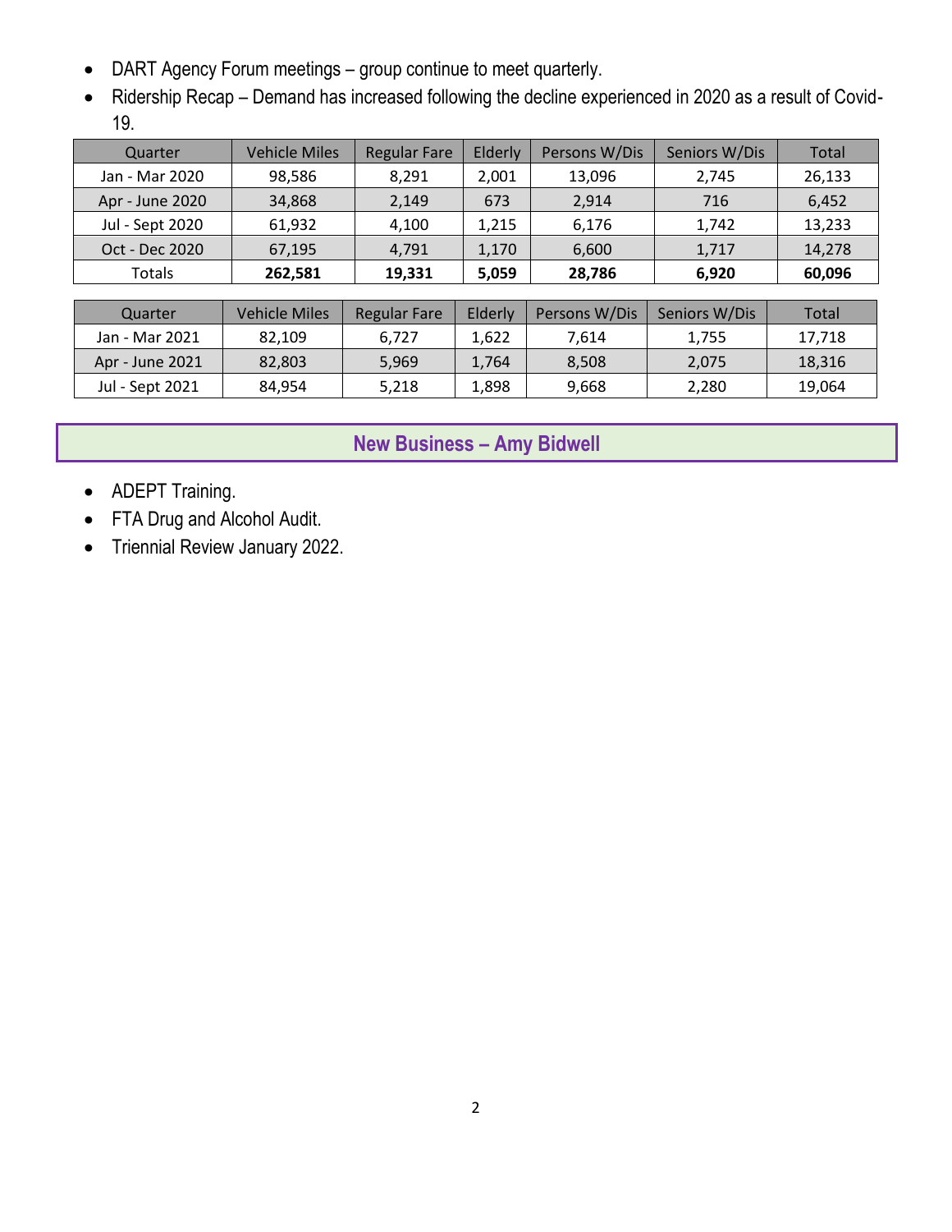- DART Agency Forum meetings – group continue to meet quarterly.
- Ridership Recap – Demand has increased following the decline experienced in 2020 as a result of Covid-19.

| Quarter | Vehicle Miles | Regular Fare | Elderly | Persons W/Dis | Seniors W/Dis | Total |
|---|---|---|---|---|---|---|
| Jan - Mar 2020 | 98,586 | 8,291 | 2,001 | 13,096 | 2,745 | 26,133 |
| Apr - June 2020 | 34,868 | 2,149 | 673 | 2,914 | 716 | 6,452 |
| Jul - Sept 2020 | 61,932 | 4,100 | 1,215 | 6,176 | 1,742 | 13,233 |
| Oct - Dec 2020 | 67,195 | 4,791 | 1,170 | 6,600 | 1,717 | 14,278 |
| Totals | **262,581** | **19,331** | **5,059** | **28,786** | **6,920** | **60,096** |

| Quarter | Vehicle Miles | Regular Fare | Elderly | Persons W/Dis | Seniors W/Dis | Total |
|---|---|---|---|---|---|---|
| Jan - Mar 2021 | 82,109 | 6,727 | 1,622 | 7,614 | 1,755 | 17,718 |
| Apr - June 2021 | 82,803 | 5,969 | 1,764 | 8,508 | 2,075 | 18,316 |
| Jul - Sept 2021 | 84,954 | 5,218 | 1,898 | 9,668 | 2,280 | 19,064 |

## New Business – Amy Bidwell

- ADEPT Training.
- FTA Drug and Alcohol Audit.
- Triennial Review January 2022.